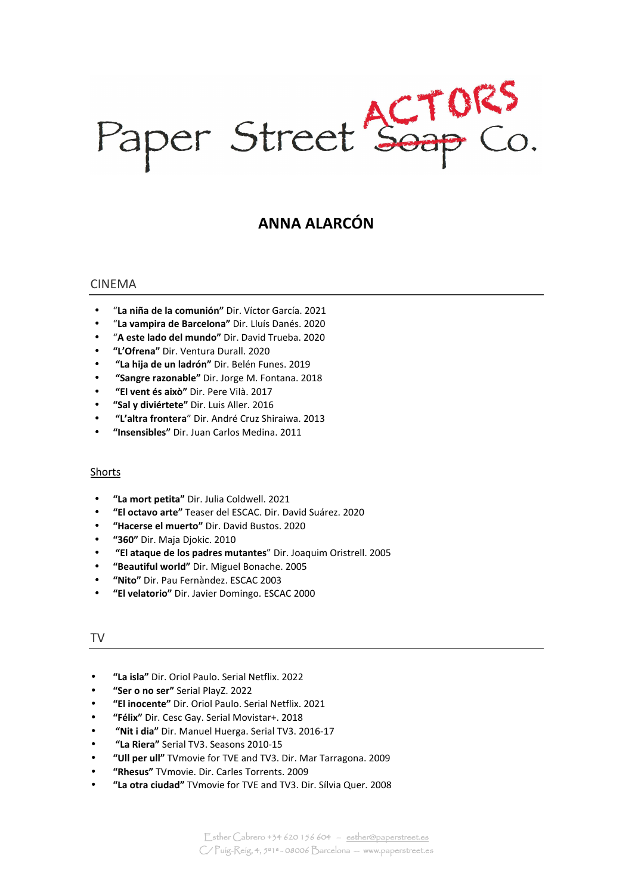Paper Street ACTORS ~~Soap~~ Co.

# ANNA ALARCÓN

## CINEMA

- “**La niña de la comunión”** Dir. Víctor García. 2021
- “**La vampira de Barcelona”** Dir. Lluís Danés. 2020
- “**A este lado del mundo”** Dir. David Trueba. 2020
- **“L’Ofrena”** Dir. Ventura Durall. 2020
- **“La hija de un ladrón”** Dir. Belén Funes. 2019
- **“Sangre razonable”** Dir. Jorge M. Fontana. 2018
- **“El vent és això”** Dir. Pere Vilà. 2017
- **“Sal y diviértete”** Dir. Luis Aller. 2016
- **“L’altra frontera**” Dir. André Cruz Shiraiwa. 2013
- **“Insensibles”** Dir. Juan Carlos Medina. 2011

### Shorts

- **“La mort petita”** Dir. Julia Coldwell. 2021
- **“El octavo arte”** Teaser del ESCAC. Dir. David Suárez. 2020
- **“Hacerse el muerto”** Dir. David Bustos. 2020
- **“360”** Dir. Maja Djokic. 2010
- **“El ataque de los padres mutantes**” Dir. Joaquim Oristrell. 2005
- **“Beautiful world”** Dir. Miguel Bonache. 2005
- **“Nito”** Dir. Pau Fernàndez. ESCAC 2003
- **“El velatorio”** Dir. Javier Domingo. ESCAC 2000

## TV

- **“La isla”** Dir. Oriol Paulo. Serial Netflix. 2022
- **“Ser o no ser”** Serial PlayZ. 2022
- **“El inocente”** Dir. Oriol Paulo. Serial Netflix. 2021
- **“Félix”** Dir. Cesc Gay. Serial Movistar+. 2018
- **“Nit i dia”** Dir. Manuel Huerga. Serial TV3. 2016-17
- **“La Riera”** Serial TV3. Seasons 2010-15
- **“Ull per ull”** TVmovie for TVE and TV3. Dir. Mar Tarragona. 2009
- **“Rhesus”** TVmovie. Dir. Carles Torrents. 2009
- **“La otra ciudad”** TVmovie for TVE and TV3. Dir. Sílvia Quer. 2008

Esther Cabrero +34 620 156 604 – esther@paperstreet.es
C/ Puig-Reig, 4, 5º1ª - 08006 Barcelona – www.paperstreet.es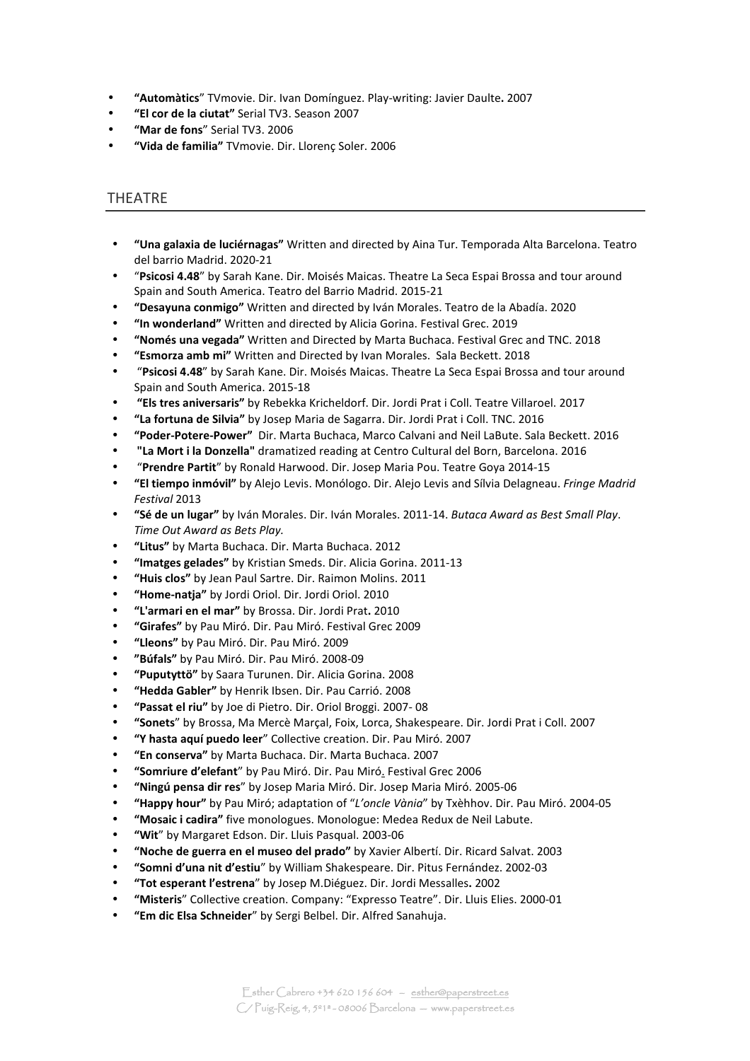- **"Automàtics**" TVmovie. Dir. Ivan Domínguez. Play-writing: Javier Daulte**.** 2007
- **"El cor de la ciutat"** Serial TV3. Season 2007
- **"Mar de fons**" Serial TV3. 2006
- **"Vida de familia"** TVmovie. Dir. Llorenç Soler. 2006

## THEATRE

- **"Una galaxia de luciérnagas"** Written and directed by Aina Tur. Temporada Alta Barcelona. Teatro del barrio Madrid. 2020-21
- "**Psicosi 4.48**" by Sarah Kane. Dir. Moisés Maicas. Theatre La Seca Espai Brossa and tour around Spain and South America. Teatro del Barrio Madrid. 2015-21
- **"Desayuna conmigo"** Written and directed by Iván Morales. Teatro de la Abadía. 2020
- **"In wonderland"** Written and directed by Alicia Gorina. Festival Grec. 2019
- **"Només una vegada"** Written and Directed by Marta Buchaca. Festival Grec and TNC. 2018
- **"Esmorza amb mi"** Written and Directed by Ivan Morales. Sala Beckett. 2018
- "**Psicosi 4.48**" by Sarah Kane. Dir. Moisés Maicas. Theatre La Seca Espai Brossa and tour around Spain and South America. 2015-18
- **"Els tres aniversaris"** by Rebekka Kricheldorf. Dir. Jordi Prat i Coll. Teatre Villaroel. 2017
- **"La fortuna de Silvia"** by Josep Maria de Sagarra. Dir. Jordi Prat i Coll. TNC. 2016
- **"Poder-Potere-Power"** Dir. Marta Buchaca, Marco Calvani and Neil LaBute. Sala Beckett. 2016
- **"La Mort i la Donzella"** dramatized reading at Centro Cultural del Born, Barcelona. 2016
- "**Prendre Partit**" by Ronald Harwood. Dir. Josep Maria Pou. Teatre Goya 2014-15
- **"El tiempo inmóvil"** by Alejo Levis. Monólogo. Dir. Alejo Levis and Sílvia Delagneau. *Fringe Madrid Festival* 2013
- **"Sé de un lugar"** by Iván Morales. Dir. Iván Morales. 2011-14. *Butaca Award as Best Small Play*. *Time Out Award as Bets Play.*
- **"Litus"** by Marta Buchaca. Dir. Marta Buchaca. 2012
- **"Imatges gelades"** by Kristian Smeds. Dir. Alicia Gorina. 2011-13
- **"Huis clos"** by Jean Paul Sartre. Dir. Raimon Molins. 2011
- **"Home-natja"** by Jordi Oriol. Dir. Jordi Oriol. 2010
- **"L'armari en el mar"** by Brossa. Dir. Jordi Prat**.** 2010
- **"Girafes"** by Pau Miró. Dir. Pau Miró. Festival Grec 2009
- **"Lleons"** by Pau Miró. Dir. Pau Miró. 2009
- **"Búfals"** by Pau Miró. Dir. Pau Miró. 2008-09
- **"Pupurtyttö"** by Saara Turunen. Dir. Alicia Gorina. 2008
- **"Hedda Gabler"** by Henrik Ibsen. Dir. Pau Carrió. 2008
- **"Passat el riu"** by Joe di Pietro. Dir. Oriol Broggi. 2007- 08
- **"Sonets**" by Brossa, Ma Mercè Marçal, Foix, Lorca, Shakespeare. Dir. Jordi Prat i Coll. 2007
- **"Y hasta aquí puedo leer**" Collective creation. Dir. Pau Miró. 2007
- **"En conserva"** by Marta Buchaca. Dir. Marta Buchaca. 2007
- **"Somriure d'elefant**" by Pau Miró. Dir. Pau Miró. Festival Grec 2006
- **"Ningú pensa dir res**" by Josep Maria Miró. Dir. Josep Maria Miró. 2005-06
- **"Happy hour"** by Pau Miró; adaptation of "*L'oncle Vània*" by Txèhhov. Dir. Pau Miró. 2004-05
- **"Mosaic i cadira"** five monologues. Monologue: Medea Redux de Neil Labute.
- **"Wit**" by Margaret Edson. Dir. Lluis Pasqual. 2003-06
- **"Noche de guerra en el museo del prado"** by Xavier Albertí. Dir. Ricard Salvat. 2003
- **"Somni d'una nit d'estiu**" by William Shakespeare. Dir. Pitus Fernández. 2002-03
- **"Tot esperant l'estrena**" by Josep M.Diéguez. Dir. Jordi Messalles**.** 2002
- **"Misteris**" Collective creation. Company: "Expresso Teatre". Dir. Lluis Elies. 2000-01
- **"Em dic Elsa Schneider**" by Sergi Belbel. Dir. Alfred Sanahuja.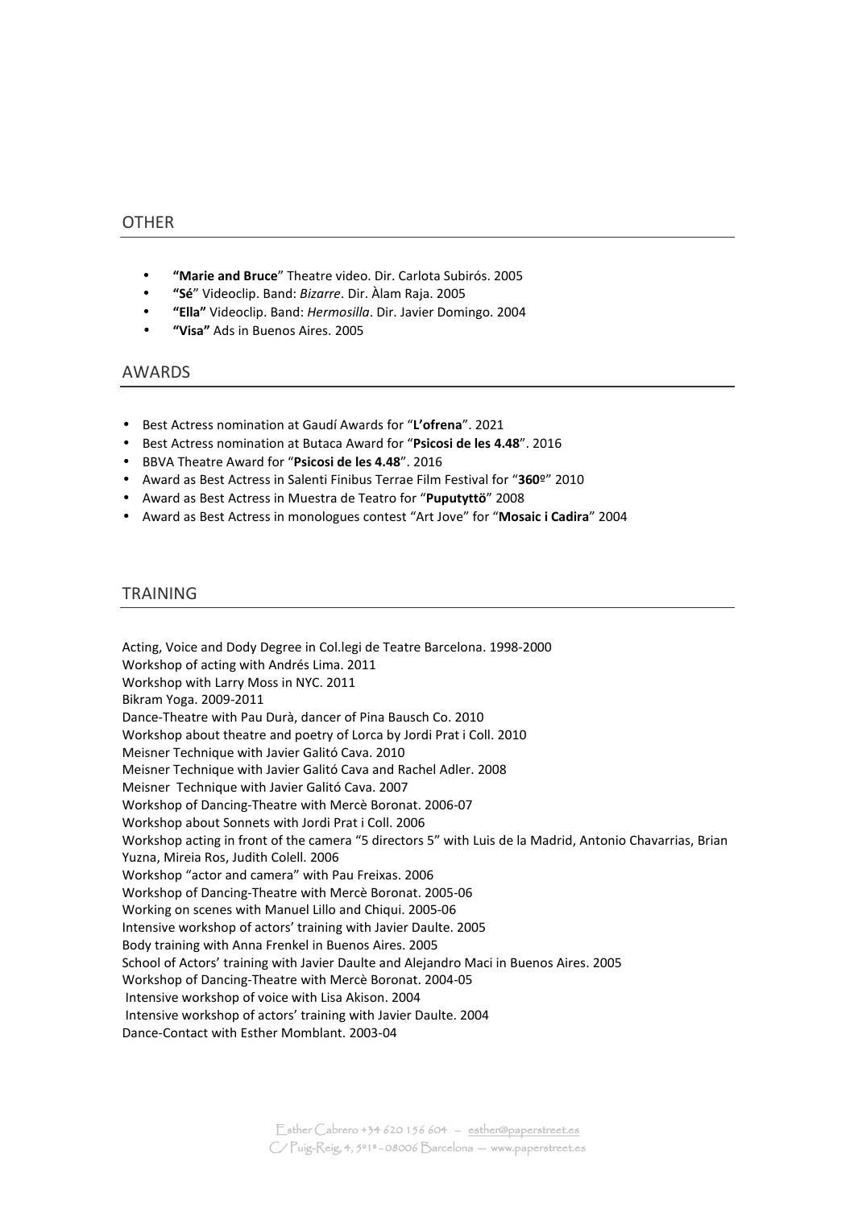## OTHER

- **"Marie and Bruce**" Theatre video. Dir. Carlota Subirós. 2005
- **"Sé**" Videoclip. Band: *Bizarre*. Dir. Àlam Raja. 2005
- **"Ella"** Videoclip. Band: *Hermosilla*. Dir. Javier Domingo. 2004
- **"Visa"** Ads in Buenos Aires. 2005

## AWARDS

- Best Actress nomination at Gaudí Awards for "**L'ofrena**". 2021
- Best Actress nomination at Butaca Award for "**Psicosi de les 4.48**". 2016
- BBVA Theatre Award for "**Psicosi de les 4.48**". 2016
- Award as Best Actress in Salenti Finibus Terrae Film Festival for "**360º**" 2010
- Award as Best Actress in Muestra de Teatro for "**Puputyttö**" 2008
- Award as Best Actress in monologues contest "Art Jove" for "**Mosaic i Cadira**" 2004

## TRAINING

Acting, Voice and Dody Degree in Col.legi de Teatre Barcelona. 1998-2000
Workshop of acting with Andrés Lima. 2011
Workshop with Larry Moss in NYC. 2011
Bikram Yoga. 2009-2011
Dance-Theatre with Pau Durà, dancer of Pina Bausch Co. 2010
Workshop about theatre and poetry of Lorca by Jordi Prat i Coll. 2010
Meisner Technique with Javier Galitó Cava. 2010
Meisner Technique with Javier Galitó Cava and Rachel Adler. 2008
Meisner Technique with Javier Galitó Cava. 2007
Workshop of Dancing-Theatre with Mercè Boronat. 2006-07
Workshop about Sonnets with Jordi Prat i Coll. 2006
Workshop acting in front of the camera "5 directors 5" with Luis de la Madrid, Antonio Chavarrias, Brian Yuzna, Mireia Ros, Judith Colell. 2006
Workshop "actor and camera" with Pau Freixas. 2006
Workshop of Dancing-Theatre with Mercè Boronat. 2005-06
Working on scenes with Manuel Lillo and Chiqui. 2005-06
Intensive workshop of actors' training with Javier Daulte. 2005
Body training with Anna Frenkel in Buenos Aires. 2005
School of Actors' training with Javier Daulte and Alejandro Maci in Buenos Aires. 2005
Workshop of Dancing-Theatre with Mercè Boronat. 2004-05
Intensive workshop of voice with Lisa Akison. 2004
Intensive workshop of actors' training with Javier Daulte. 2004
Dance-Contact with Esther Momblant. 2003-04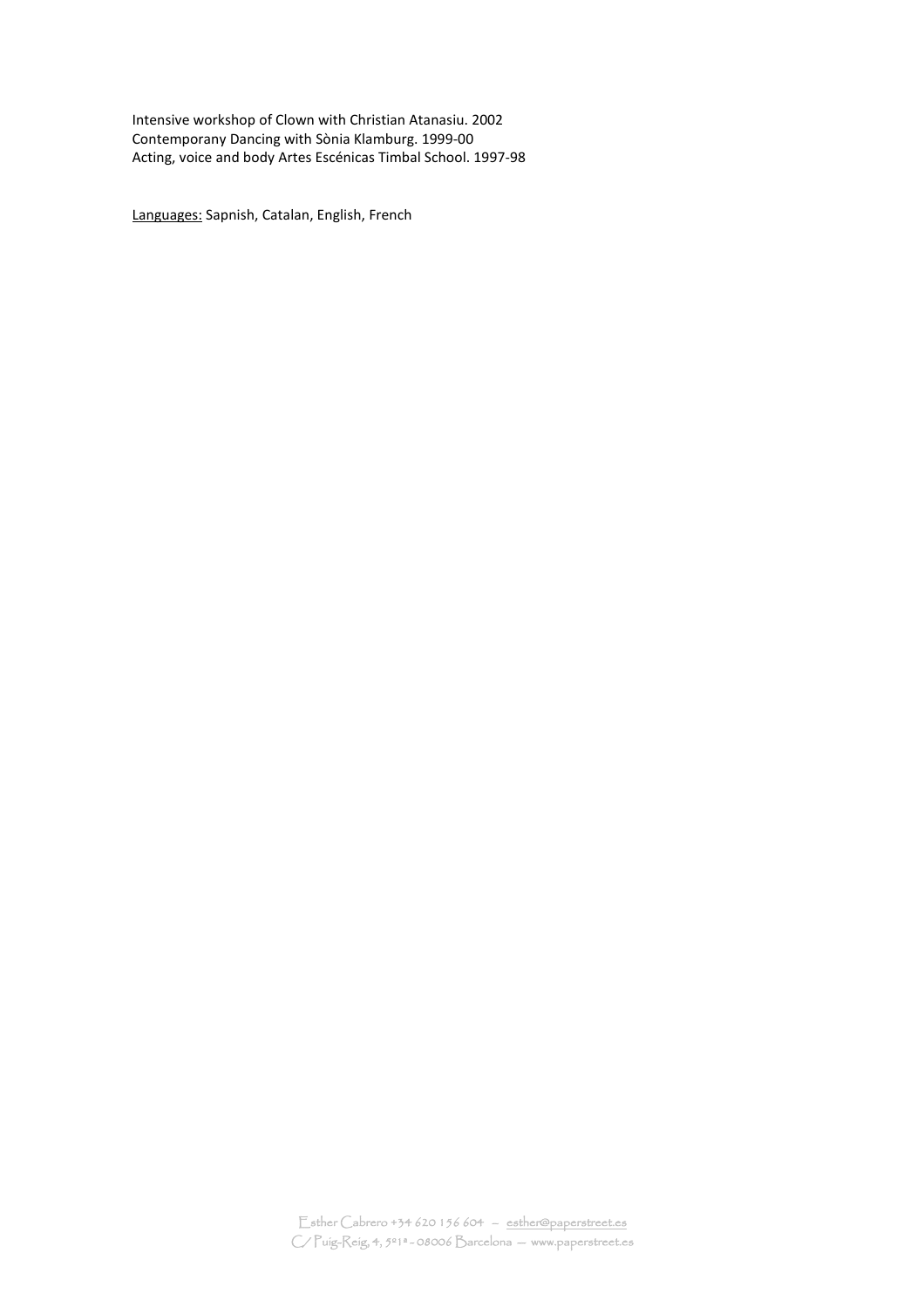Intensive workshop of Clown with Christian Atanasiu. 2002
Contemporany Dancing with Sònia Klamburg. 1999-00
Acting, voice and body Artes Escénicas Timbal School. 1997-98

<u>Languages:</u> Sapnish, Catalan, English, French